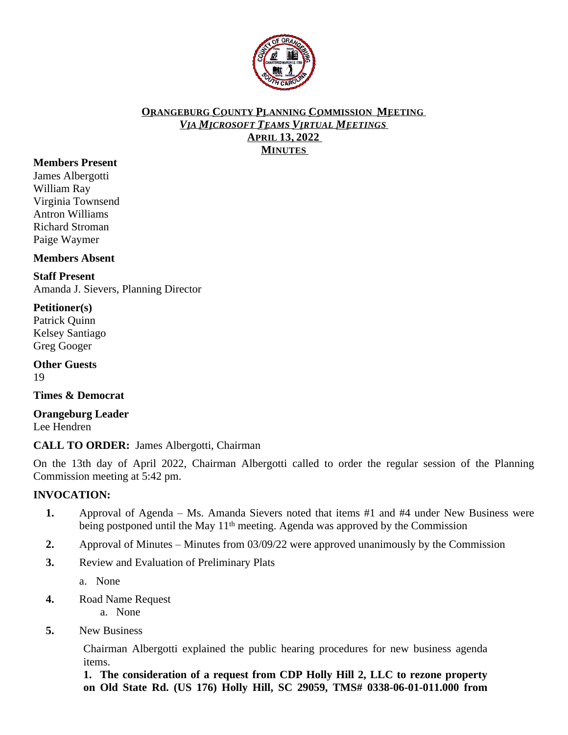**ORANGEBURG COUNTY PLANNING COMMISSION MEETING**
***VIA MICROSOFT TEAMS VIRTUAL MEETINGS***
**APRIL 13, 2022**
**MINUTES**

**Members Present**
James Albergotti
William Ray
Virginia Townsend
Antron Williams
Richard Stroman
Paige Waymer

**Members Absent**

**Staff Present**
Amanda J. Sievers, Planning Director

**Petitioner(s)**
Patrick Quinn
Kelsey Santiago
Greg Googer

**Other Guests**
19

**Times & Democrat**

**Orangeburg Leader**
Lee Hendren

**CALL TO ORDER:** James Albergotti, Chairman

On the 13th day of April 2022, Chairman Albergotti called to order the regular session of the Planning Commission meeting at 5:42 pm.

**INVOCATION:**

1. Approval of Agenda – Ms. Amanda Sievers noted that items #1 and #4 under New Business were being postponed until the May 11th meeting. Agenda was approved by the Commission
2. Approval of Minutes – Minutes from 03/09/22 were approved unanimously by the Commission
3. Review and Evaluation of Preliminary Plats
   a. None
4. Road Name Request
   a. None
5. New Business

   Chairman Albergotti explained the public hearing procedures for new business agenda items.

   **1. The consideration of a request from CDP Holly Hill 2, LLC to rezone property on Old State Rd. (US 176) Holly Hill, SC 29059, TMS# 0338-06-01-011.000 from**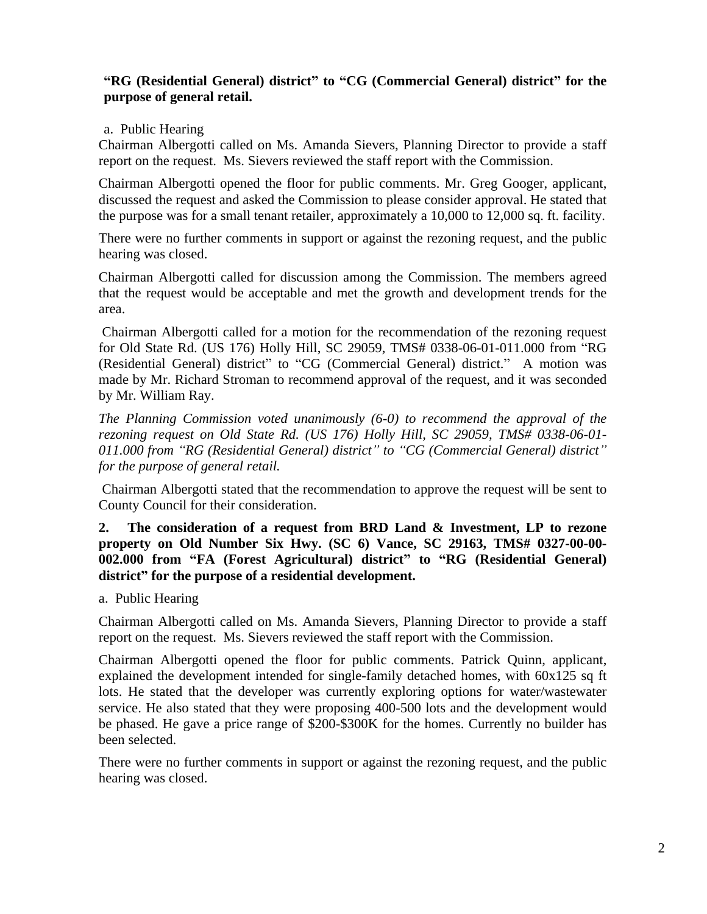**"RG (Residential General) district" to "CG (Commercial General) district" for the purpose of general retail.**

a. Public Hearing

Chairman Albergotti called on Ms. Amanda Sievers, Planning Director to provide a staff report on the request. Ms. Sievers reviewed the staff report with the Commission.

Chairman Albergotti opened the floor for public comments. Mr. Greg Googer, applicant, discussed the request and asked the Commission to please consider approval. He stated that the purpose was for a small tenant retailer, approximately a 10,000 to 12,000 sq. ft. facility.

There were no further comments in support or against the rezoning request, and the public hearing was closed.

Chairman Albergotti called for discussion among the Commission. The members agreed that the request would be acceptable and met the growth and development trends for the area.

Chairman Albergotti called for a motion for the recommendation of the rezoning request for Old State Rd. (US 176) Holly Hill, SC 29059, TMS# 0338-06-01-011.000 from "RG (Residential General) district" to "CG (Commercial General) district." A motion was made by Mr. Richard Stroman to recommend approval of the request, and it was seconded by Mr. William Ray.

*The Planning Commission voted unanimously (6-0) to recommend the approval of the rezoning request on Old State Rd. (US 176) Holly Hill, SC 29059, TMS# 0338-06-01-011.000 from "RG (Residential General) district" to "CG (Commercial General) district" for the purpose of general retail.*

Chairman Albergotti stated that the recommendation to approve the request will be sent to County Council for their consideration.

**2. The consideration of a request from BRD Land & Investment, LP to rezone property on Old Number Six Hwy. (SC 6) Vance, SC 29163, TMS# 0327-00-00-002.000 from "FA (Forest Agricultural) district" to "RG (Residential General) district" for the purpose of a residential development.**

a. Public Hearing

Chairman Albergotti called on Ms. Amanda Sievers, Planning Director to provide a staff report on the request. Ms. Sievers reviewed the staff report with the Commission.

Chairman Albergotti opened the floor for public comments. Patrick Quinn, applicant, explained the development intended for single-family detached homes, with 60x125 sq ft lots. He stated that the developer was currently exploring options for water/wastewater service. He also stated that they were proposing 400-500 lots and the development would be phased. He gave a price range of $200-$300K for the homes. Currently no builder has been selected.

There were no further comments in support or against the rezoning request, and the public hearing was closed.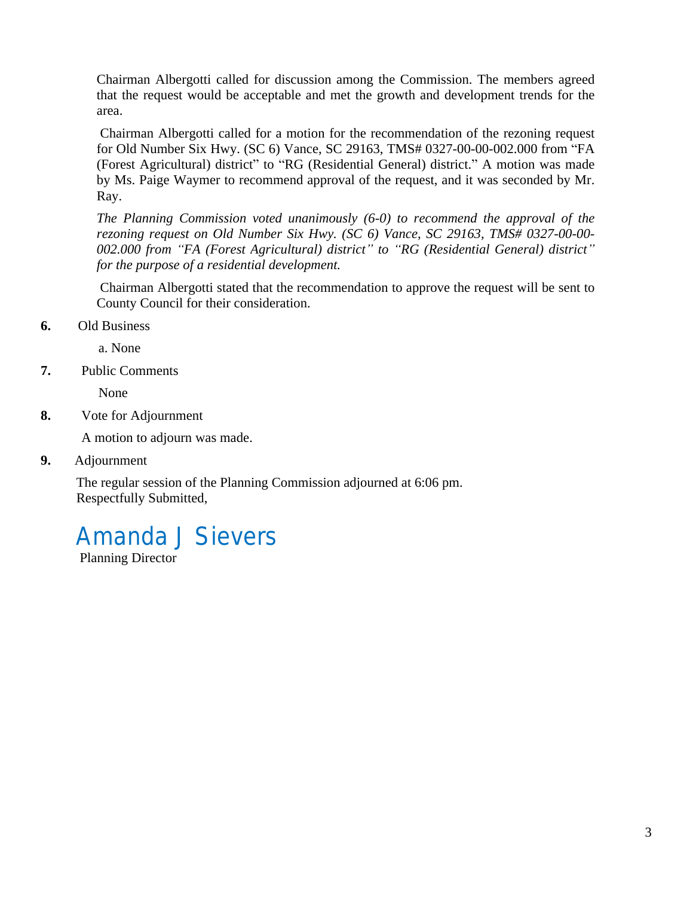Chairman Albergotti called for discussion among the Commission. The members agreed that the request would be acceptable and met the growth and development trends for the area.

Chairman Albergotti called for a motion for the recommendation of the rezoning request for Old Number Six Hwy. (SC 6) Vance, SC 29163, TMS# 0327-00-00-002.000 from "FA (Forest Agricultural) district" to "RG (Residential General) district." A motion was made by Ms. Paige Waymer to recommend approval of the request, and it was seconded by Mr. Ray.

*The Planning Commission voted unanimously (6-0) to recommend the approval of the rezoning request on Old Number Six Hwy. (SC 6) Vance, SC 29163, TMS# 0327-00-00-002.000 from "FA (Forest Agricultural) district" to "RG (Residential General) district" for the purpose of a residential development.*

Chairman Albergotti stated that the recommendation to approve the request will be sent to County Council for their consideration.

**6.** Old Business

a. None

**7.** Public Comments

None

**8.** Vote for Adjournment

A motion to adjourn was made.

**9.** Adjournment

The regular session of the Planning Commission adjourned at 6:06 pm.
Respectfully Submitted,

Amanda J Sievers
Planning Director